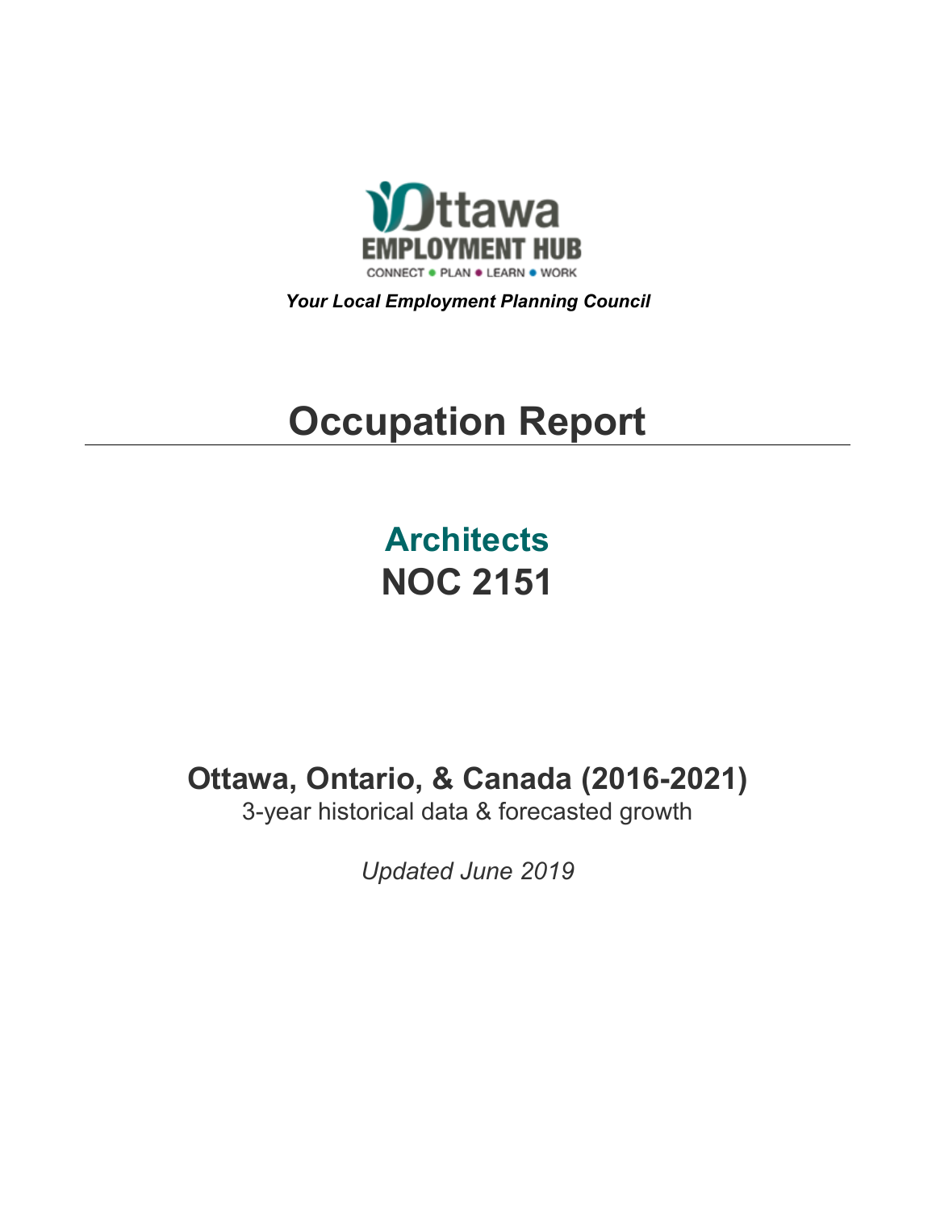Ottawa EMPLOYMENT HUB

CONNECT • PLAN • LEARN • WORK

*Your Local Employment Planning Council*

# Occupation Report

## Architects
## NOC 2151

### Ottawa, Ontario, & Canada (2016-2021)

3-year historical data & forecasted growth

*Updated June 2019*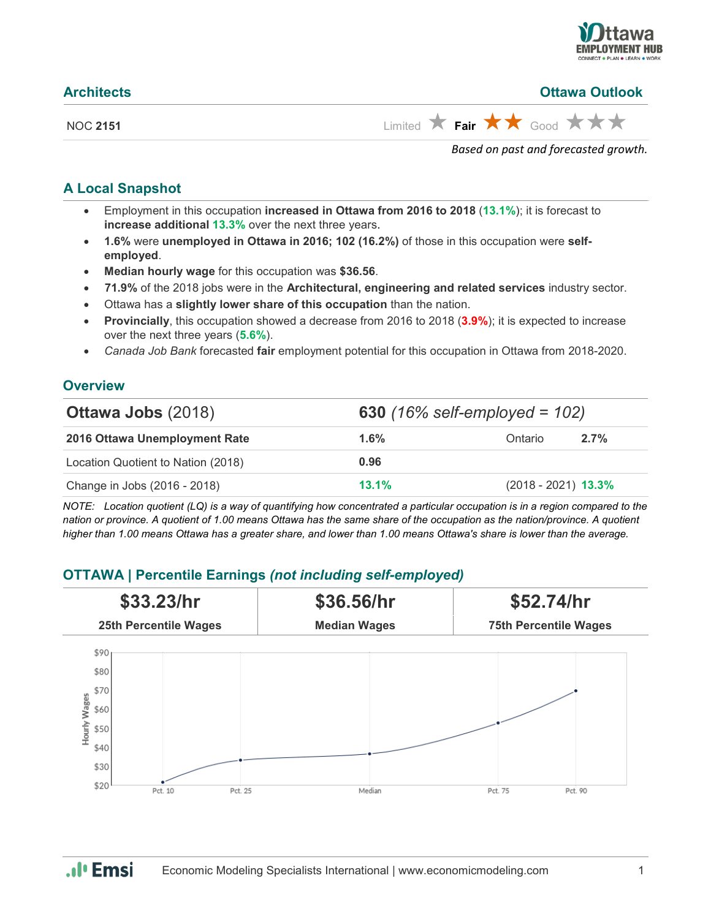## Architects

**Ottawa Outlook**

NOC **2151**

Limited ★ **Fair** ★★ Good ★★★

*Based on past and forecasted growth.*

### A Local Snapshot

- Employment in this occupation **increased in Ottawa from 2016 to 2018** (**13.1%**); it is forecast to **increase additional** **13.3%** over the next three years.
- **1.6%** were **unemployed in Ottawa in 2016; 102 (16.2%)** of those in this occupation were **self-employed**.
- **Median hourly wage** for this occupation was **$36.56**.
- **71.9%** of the 2018 jobs were in the **Architectural, engineering and related services** industry sector.
- Ottawa has a **slightly lower share of this occupation** than the nation.
- **Provincially**, this occupation showed a decrease from 2016 to 2018 (**3.9%**); it is expected to increase over the next three years (**5.6%**).
- *Canada Job Bank* forecasted **fair** employment potential for this occupation in Ottawa from 2018-2020.

### Overview

| **Ottawa Jobs** (2018) | **630** *(16% self-employed = 102)* | | |
|---|---|---|---|
| **2016 Ottawa Unemployment Rate** | **1.6%** | Ontario | **2.7%** |
| Location Quotient to Nation (2018) | **0.96** | | |
| Change in Jobs (2016 - 2018) | **13.1%** | (2018 - 2021) | **13.3%** |

*NOTE: Location quotient (LQ) is a way of quantifying how concentrated a particular occupation is in a region compared to the nation or province. A quotient of 1.00 means Ottawa has the same share of the occupation as the nation/province. A quotient higher than 1.00 means Ottawa has a greater share, and lower than 1.00 means Ottawa's share is lower than the average.*

### OTTAWA | Percentile Earnings *(not including self-employed)*

| **$33.23/hr** | **$36.56/hr** | **$52.74/hr** |
|---|---|---|
| **25th Percentile Wages** | **Median Wages** | **75th Percentile Wages** |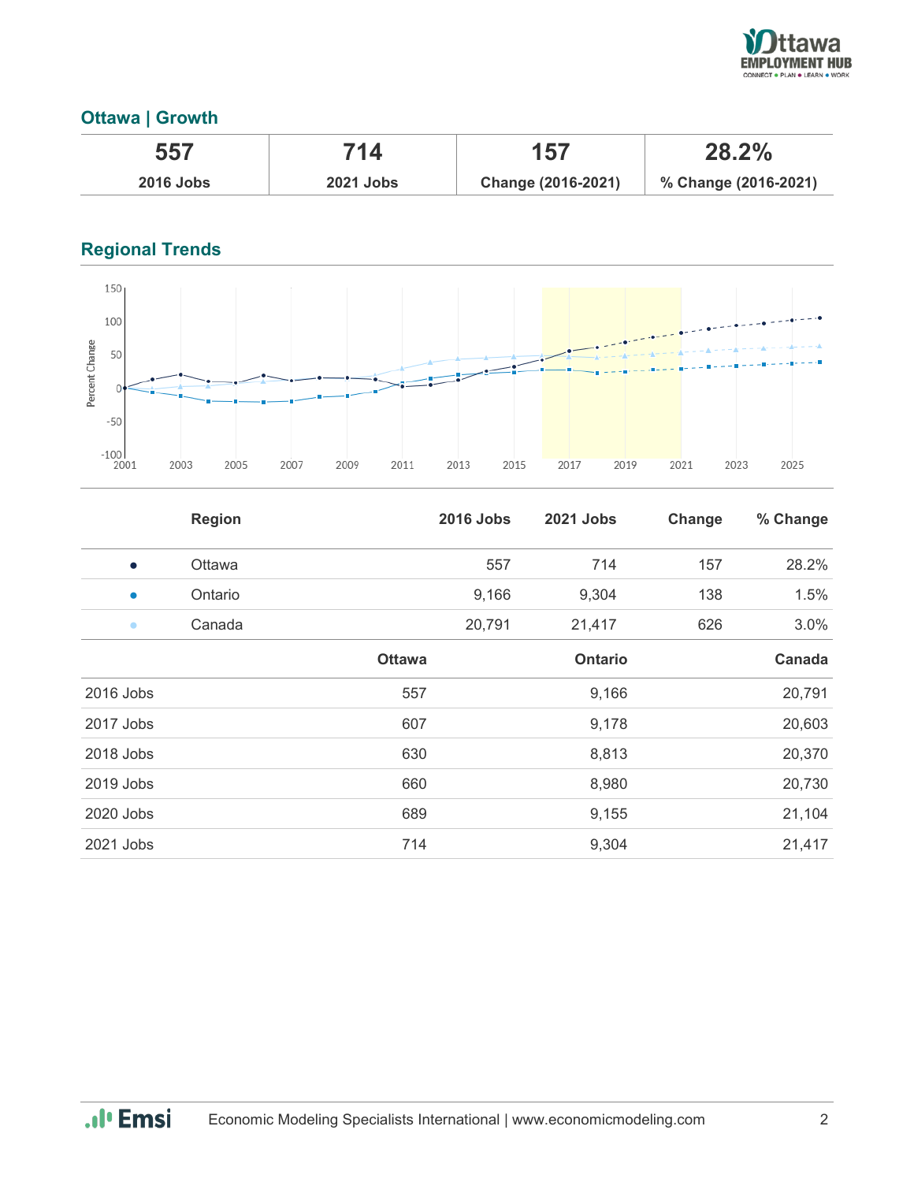## Ottawa | Growth

| 557 | 714 | 157 | 28.2% |
|---|---|---|---|
| 2016 Jobs | 2021 Jobs | Change (2016-2021) | % Change (2016-2021) |

## Regional Trends

| | Region | 2016 Jobs | 2021 Jobs | Change | % Change |
|---|---|---|---|---|---|
| ● | Ottawa | 557 | 714 | 157 | 28.2% |
| ● | Ontario | 9,166 | 9,304 | 138 | 1.5% |
| ● | Canada | 20,791 | 21,417 | 626 | 3.0% |

| | Ottawa | Ontario | Canada |
|---|---|---|---|
| 2016 Jobs | 557 | 9,166 | 20,791 |
| 2017 Jobs | 607 | 9,178 | 20,603 |
| 2018 Jobs | 630 | 8,813 | 20,370 |
| 2019 Jobs | 660 | 8,980 | 20,730 |
| 2020 Jobs | 689 | 9,155 | 21,104 |
| 2021 Jobs | 714 | 9,304 | 21,417 |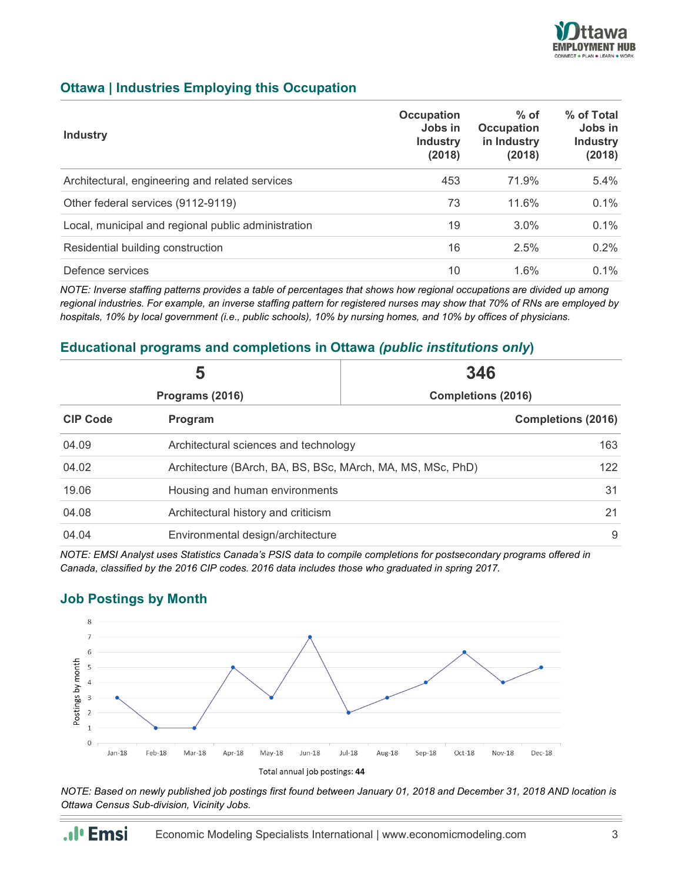## Ottawa | Industries Employing this Occupation

| Industry | Occupation Jobs in Industry (2018) | % of Occupation in Industry (2018) | % of Total Jobs in Industry (2018) |
|---|---|---|---|
| Architectural, engineering and related services | 453 | 71.9% | 5.4% |
| Other federal services (9112-9119) | 73 | 11.6% | 0.1% |
| Local, municipal and regional public administration | 19 | 3.0% | 0.1% |
| Residential building construction | 16 | 2.5% | 0.2% |
| Defence services | 10 | 1.6% | 0.1% |

*NOTE: Inverse staffing patterns provides a table of percentages that shows how regional occupations are divided up among regional industries. For example, an inverse staffing pattern for registered nurses may show that 70% of RNs are employed by hospitals, 10% by local government (i.e., public schools), 10% by nursing homes, and 10% by offices of physicians.*

## Educational programs and completions in Ottawa *(public institutions only)*

| 5 | 346 |
|---|---|
| Programs (2016) | Completions (2016) |

| CIP Code | Program | Completions (2016) |
|---|---|---|
| 04.09 | Architectural sciences and technology | 163 |
| 04.02 | Architecture (BArch, BA, BS, BSc, MArch, MA, MS, MSc, PhD) | 122 |
| 19.06 | Housing and human environments | 31 |
| 04.08 | Architectural history and criticism | 21 |
| 04.04 | Environmental design/architecture | 9 |

*NOTE: EMSI Analyst uses Statistics Canada's PSIS data to compile completions for postsecondary programs offered in Canada, classified by the 2016 CIP codes. 2016 data includes those who graduated in spring 2017.*

## Job Postings by Month

| Month | Postings by month |
|---|---|
| Jan-18 | 3 |
| Feb-18 | 1 |
| Mar-18 | 1 |
| Apr-18 | 5 |
| May-18 | 3 |
| Jun-18 | 7 |
| Jul-18 | 2 |
| Aug-18 | 3 |
| Sep-18 | 4 |
| Oct-18 | 6 |
| Nov-18 | 4 |
| Dec-18 | 5 |

Total annual job postings: **44**

*NOTE: Based on newly published job postings first found between January 01, 2018 and December 31, 2018 AND location is Ottawa Census Sub-division, Vicinity Jobs.*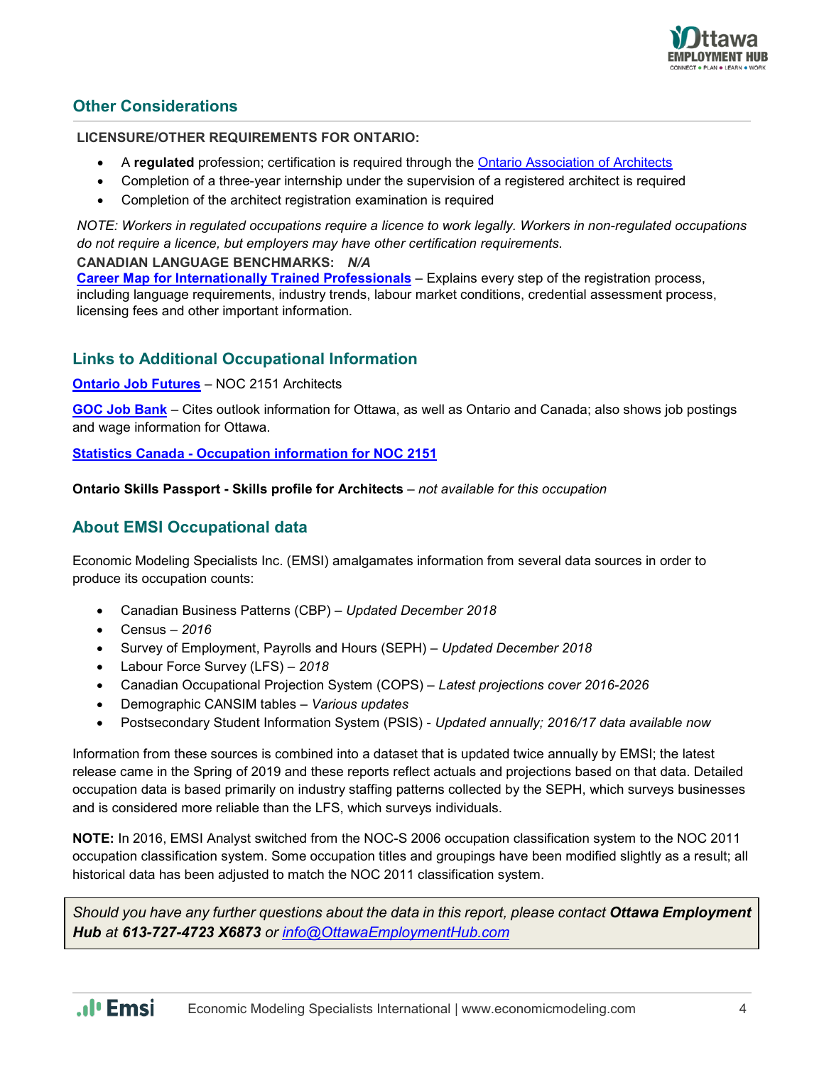## Other Considerations

**LICENSURE/OTHER REQUIREMENTS FOR ONTARIO:**

- A **regulated** profession; certification is required through the Ontario Association of Architects
- Completion of a three-year internship under the supervision of a registered architect is required
- Completion of the architect registration examination is required

*NOTE: Workers in regulated occupations require a licence to work legally. Workers in non-regulated occupations do not require a licence, but employers may have other certification requirements.*

**CANADIAN LANGUAGE BENCHMARKS:** ***N/A***

**Career Map for Internationally Trained Professionals** – Explains every step of the registration process, including language requirements, industry trends, labour market conditions, credential assessment process, licensing fees and other important information.

## Links to Additional Occupational Information

**Ontario Job Futures** – NOC 2151 Architects

**GOC Job Bank** – Cites outlook information for Ottawa, as well as Ontario and Canada; also shows job postings and wage information for Ottawa.

**Statistics Canada - Occupation information for NOC 2151**

**Ontario Skills Passport - Skills profile for Architects** – *not available for this occupation*

## About EMSI Occupational data

Economic Modeling Specialists Inc. (EMSI) amalgamates information from several data sources in order to produce its occupation counts:

- Canadian Business Patterns (CBP) – *Updated December 2018*
- Census – *2016*
- Survey of Employment, Payrolls and Hours (SEPH) – *Updated December 2018*
- Labour Force Survey (LFS) – *2018*
- Canadian Occupational Projection System (COPS) – *Latest projections cover 2016-2026*
- Demographic CANSIM tables – *Various updates*
- Postsecondary Student Information System (PSIS) - *Updated annually; 2016/17 data available now*

Information from these sources is combined into a dataset that is updated twice annually by EMSI; the latest release came in the Spring of 2019 and these reports reflect actuals and projections based on that data. Detailed occupation data is based primarily on industry staffing patterns collected by the SEPH, which surveys businesses and is considered more reliable than the LFS, which surveys individuals.

**NOTE:** In 2016, EMSI Analyst switched from the NOC-S 2006 occupation classification system to the NOC 2011 occupation classification system. Some occupation titles and groupings have been modified slightly as a result; all historical data has been adjusted to match the NOC 2011 classification system.

*Should you have any further questions about the data in this report, please contact **Ottawa Employment Hub** at **613-727-4723 X6873** or info@OttawaEmploymentHub.com*